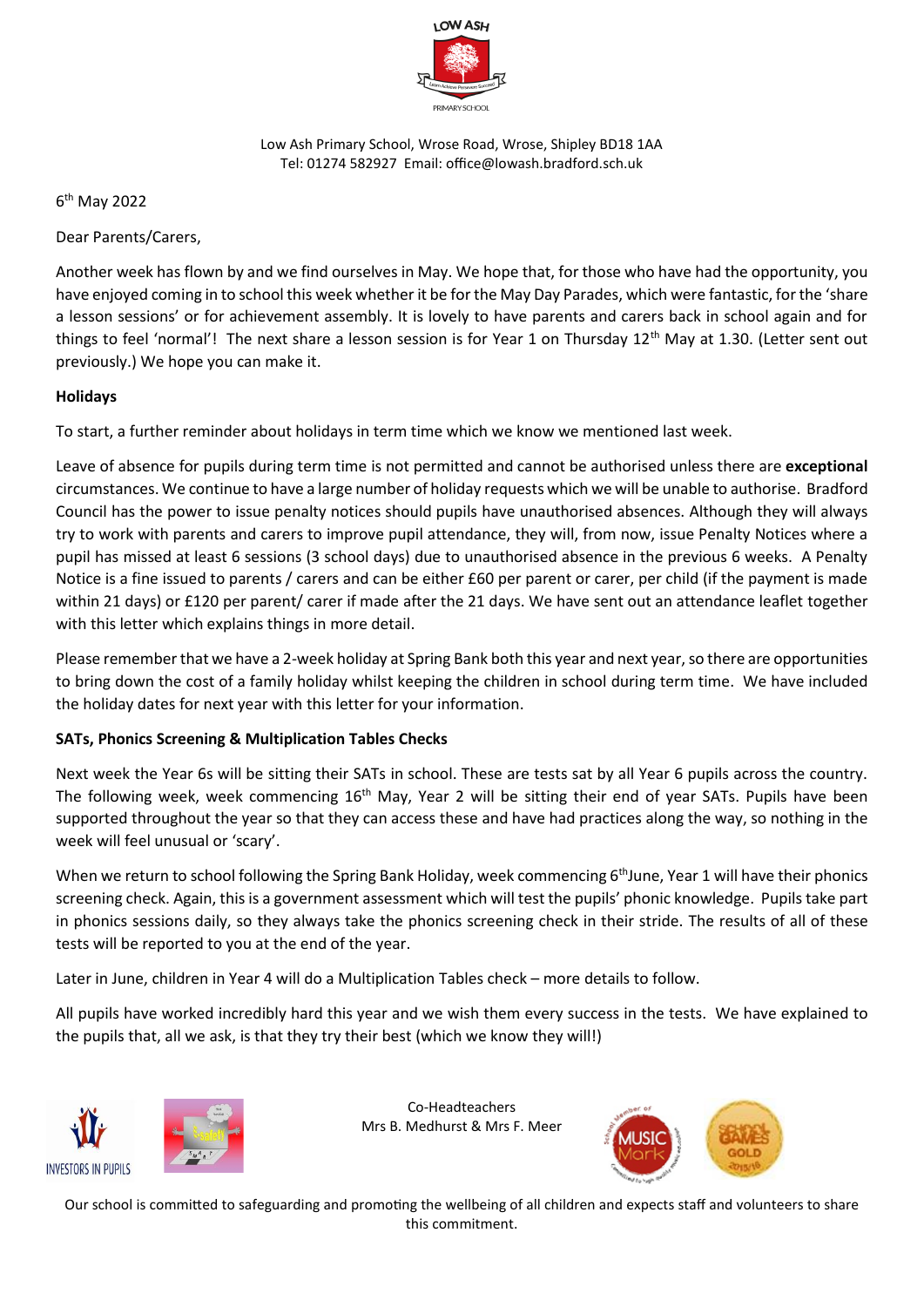LOW ASH PRIMARY SCHOOL

Low Ash Primary School, Wrose Road, Wrose, Shipley BD18 1AA
Tel: 01274 582927 Email: office@lowash.bradford.sch.uk

6th May 2022

Dear Parents/Carers,

Another week has flown by and we find ourselves in May. We hope that, for those who have had the opportunity, you have enjoyed coming in to school this week whether it be for the May Day Parades, which were fantastic, for the 'share a lesson sessions' or for achievement assembly. It is lovely to have parents and carers back in school again and for things to feel 'normal'! The next share a lesson session is for Year 1 on Thursday 12th May at 1.30. (Letter sent out previously.) We hope you can make it.

**Holidays**

To start, a further reminder about holidays in term time which we know we mentioned last week.

Leave of absence for pupils during term time is not permitted and cannot be authorised unless there are **exceptional** circumstances. We continue to have a large number of holiday requests which we will be unable to authorise. Bradford Council has the power to issue penalty notices should pupils have unauthorised absences. Although they will always try to work with parents and carers to improve pupil attendance, they will, from now, issue Penalty Notices where a pupil has missed at least 6 sessions (3 school days) due to unauthorised absence in the previous 6 weeks. A Penalty Notice is a fine issued to parents / carers and can be either £60 per parent or carer, per child (if the payment is made within 21 days) or £120 per parent/ carer if made after the 21 days. We have sent out an attendance leaflet together with this letter which explains things in more detail.

Please remember that we have a 2-week holiday at Spring Bank both this year and next year, so there are opportunities to bring down the cost of a family holiday whilst keeping the children in school during term time. We have included the holiday dates for next year with this letter for your information.

**SATs, Phonics Screening & Multiplication Tables Checks**

Next week the Year 6s will be sitting their SATs in school. These are tests sat by all Year 6 pupils across the country. The following week, week commencing 16th May, Year 2 will be sitting their end of year SATs. Pupils have been supported throughout the year so that they can access these and have had practices along the way, so nothing in the week will feel unusual or 'scary'.

When we return to school following the Spring Bank Holiday, week commencing 6th June, Year 1 will have their phonics screening check. Again, this is a government assessment which will test the pupils' phonic knowledge. Pupils take part in phonics sessions daily, so they always take the phonics screening check in their stride. The results of all of these tests will be reported to you at the end of the year.

Later in June, children in Year 4 will do a Multiplication Tables check – more details to follow.

All pupils have worked incredibly hard this year and we wish them every success in the tests. We have explained to the pupils that, all we ask, is that they try their best (which we know they will!)

Co-Headteachers
Mrs B. Medhurst & Mrs F. Meer

Our school is committed to safeguarding and promoting the wellbeing of all children and expects staff and volunteers to share this commitment.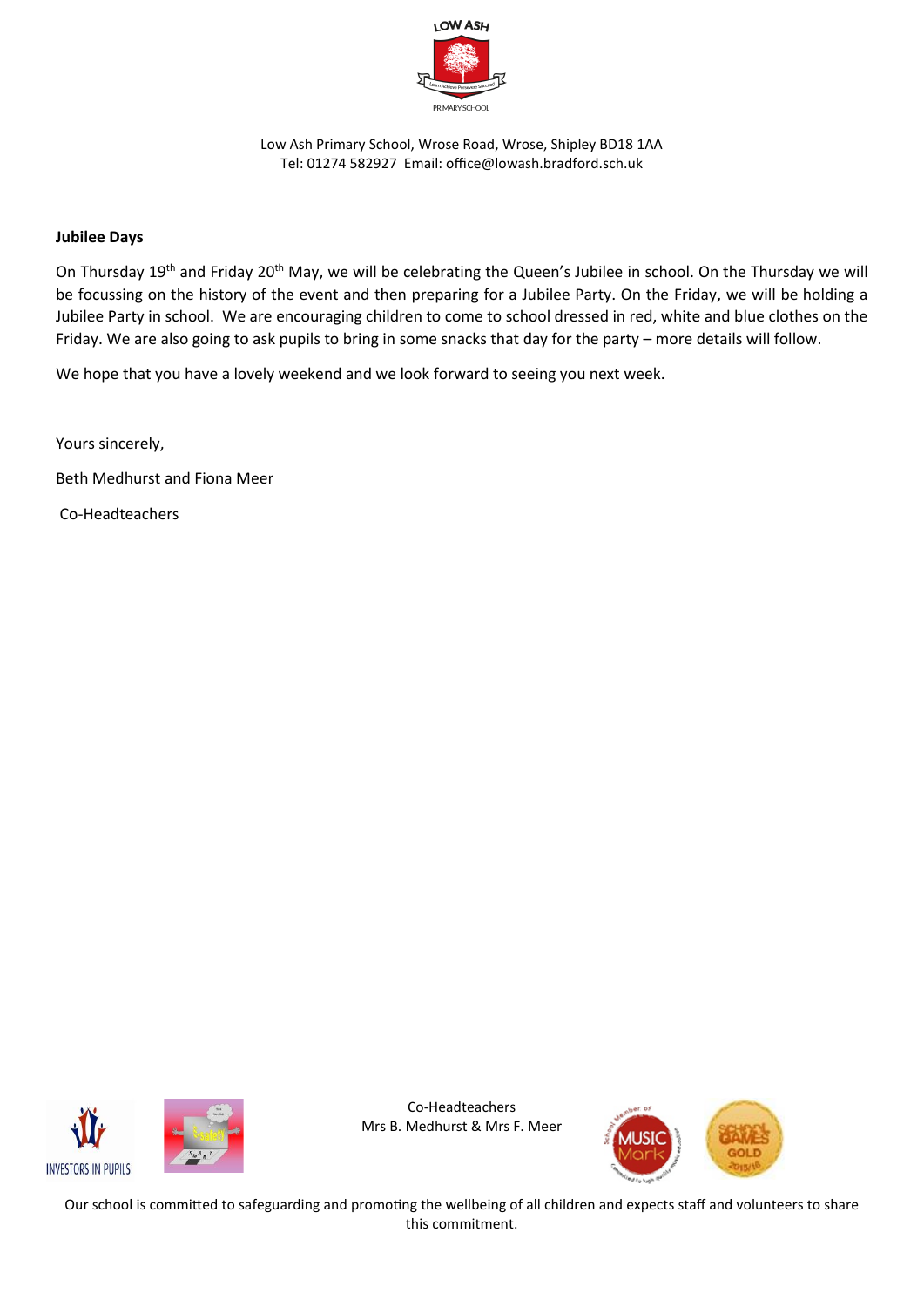LOW ASH

PRIMARY SCHOOL

Low Ash Primary School, Wrose Road, Wrose, Shipley BD18 1AA
Tel: 01274 582927  Email: office@lowash.bradford.sch.uk

**Jubilee Days**

On Thursday 19th and Friday 20th May, we will be celebrating the Queen's Jubilee in school. On the Thursday we will be focussing on the history of the event and then preparing for a Jubilee Party. On the Friday, we will be holding a Jubilee Party in school.  We are encouraging children to come to school dressed in red, white and blue clothes on the Friday. We are also going to ask pupils to bring in some snacks that day for the party – more details will follow.

We hope that you have a lovely weekend and we look forward to seeing you next week.

Yours sincerely,

Beth Medhurst and Fiona Meer

Co-Headteachers

Co-Headteachers
Mrs B. Medhurst & Mrs F. Meer

Our school is committed to safeguarding and promoting the wellbeing of all children and expects staff and volunteers to share this commitment.